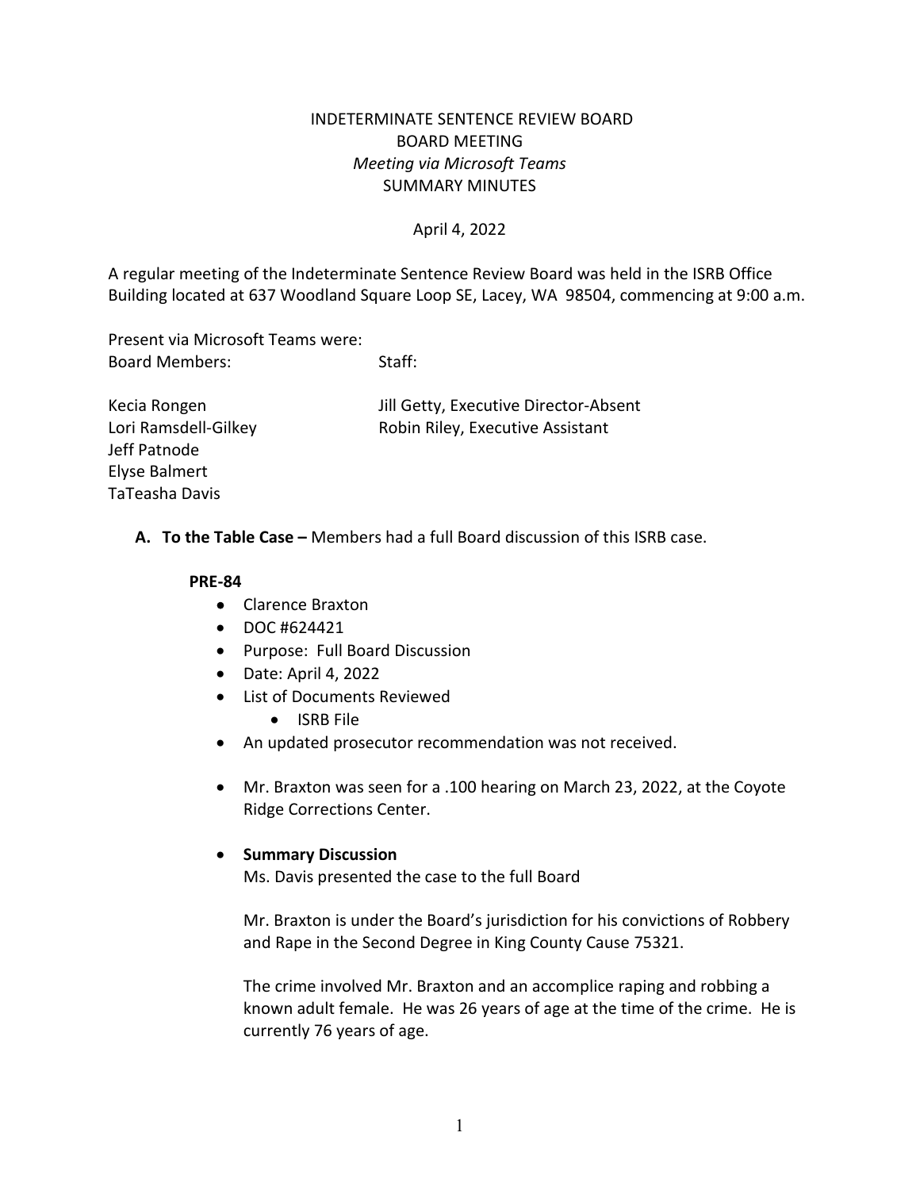# INDETERMINATE SENTENCE REVIEW BOARD
## BOARD MEETING
*Meeting via Microsoft Teams*
SUMMARY MINUTES

April 4, 2022

A regular meeting of the Indeterminate Sentence Review Board was held in the ISRB Office Building located at 637 Woodland Square Loop SE, Lacey, WA 98504, commencing at 9:00 a.m.

Present via Microsoft Teams were:

| Board Members: | Staff: |
|---|---|
| Kecia Rongen | Jill Getty, Executive Director-Absent |
| Lori Ramsdell-Gilkey | Robin Riley, Executive Assistant |
| Jeff Patnode | |
| Elyse Balmert | |
| TaTeasha Davis | |

**A. To the Table Case –** Members had a full Board discussion of this ISRB case.

**PRE-84**

- Clarence Braxton
- DOC #624421
- Purpose: Full Board Discussion
- Date: April 4, 2022
- List of Documents Reviewed
  - ISRB File
- An updated prosecutor recommendation was not received.
- Mr. Braxton was seen for a .100 hearing on March 23, 2022, at the Coyote Ridge Corrections Center.
- **Summary Discussion**

  Ms. Davis presented the case to the full Board

  Mr. Braxton is under the Board's jurisdiction for his convictions of Robbery and Rape in the Second Degree in King County Cause 75321.

  The crime involved Mr. Braxton and an accomplice raping and robbing a known adult female. He was 26 years of age at the time of the crime. He is currently 76 years of age.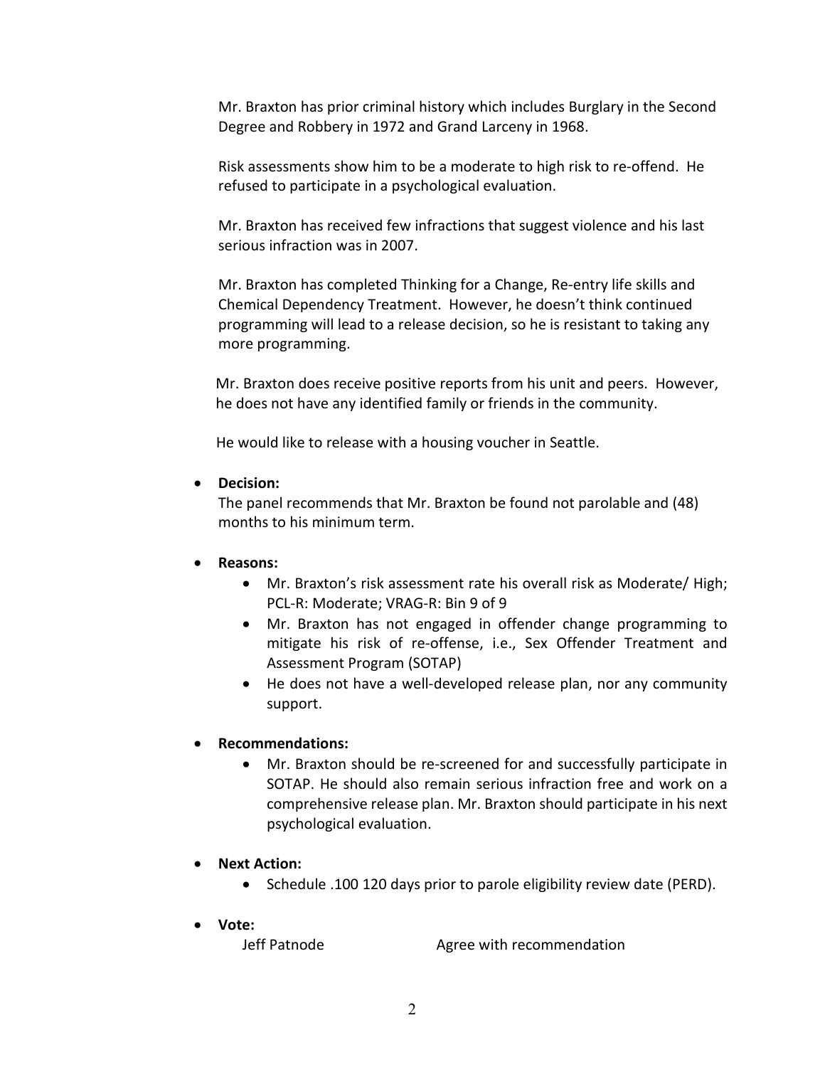Mr. Braxton has prior criminal history which includes Burglary in the Second Degree and Robbery in 1972 and Grand Larceny in 1968.

Risk assessments show him to be a moderate to high risk to re-offend. He refused to participate in a psychological evaluation.

Mr. Braxton has received few infractions that suggest violence and his last serious infraction was in 2007.

Mr. Braxton has completed Thinking for a Change, Re-entry life skills and Chemical Dependency Treatment. However, he doesn't think continued programming will lead to a release decision, so he is resistant to taking any more programming.

Mr. Braxton does receive positive reports from his unit and peers. However, he does not have any identified family or friends in the community.

He would like to release with a housing voucher in Seattle.

- **Decision:**
  The panel recommends that Mr. Braxton be found not parolable and (48) months to his minimum term.

- **Reasons:**
  - Mr. Braxton's risk assessment rate his overall risk as Moderate/ High; PCL-R: Moderate; VRAG-R: Bin 9 of 9
  - Mr. Braxton has not engaged in offender change programming to mitigate his risk of re-offense, i.e., Sex Offender Treatment and Assessment Program (SOTAP)
  - He does not have a well-developed release plan, nor any community support.

- **Recommendations:**
  - Mr. Braxton should be re-screened for and successfully participate in SOTAP. He should also remain serious infraction free and work on a comprehensive release plan. Mr. Braxton should participate in his next psychological evaluation.

- **Next Action:**
  - Schedule .100 120 days prior to parole eligibility review date (PERD).

- **Vote:**
  Jeff Patnode — Agree with recommendation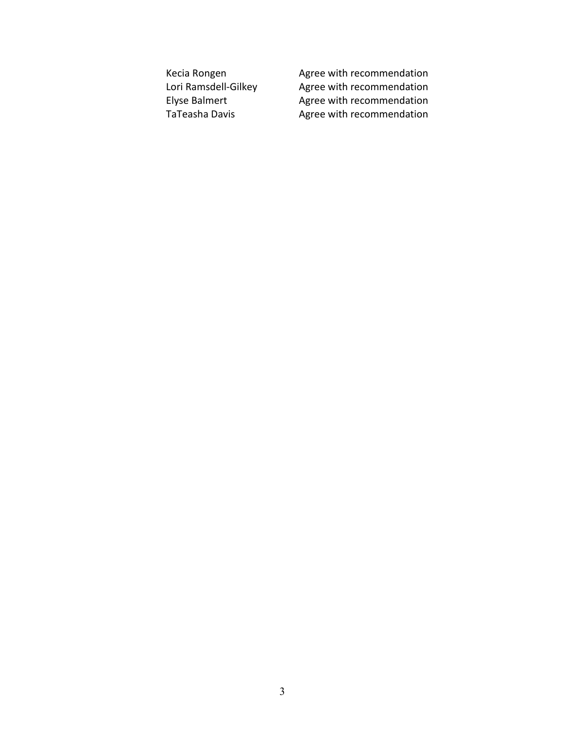| | |
|---|---|
| Kecia Rongen | Agree with recommendation |
| Lori Ramsdell-Gilkey | Agree with recommendation |
| Elyse Balmert | Agree with recommendation |
| TaTeasha Davis | Agree with recommendation |